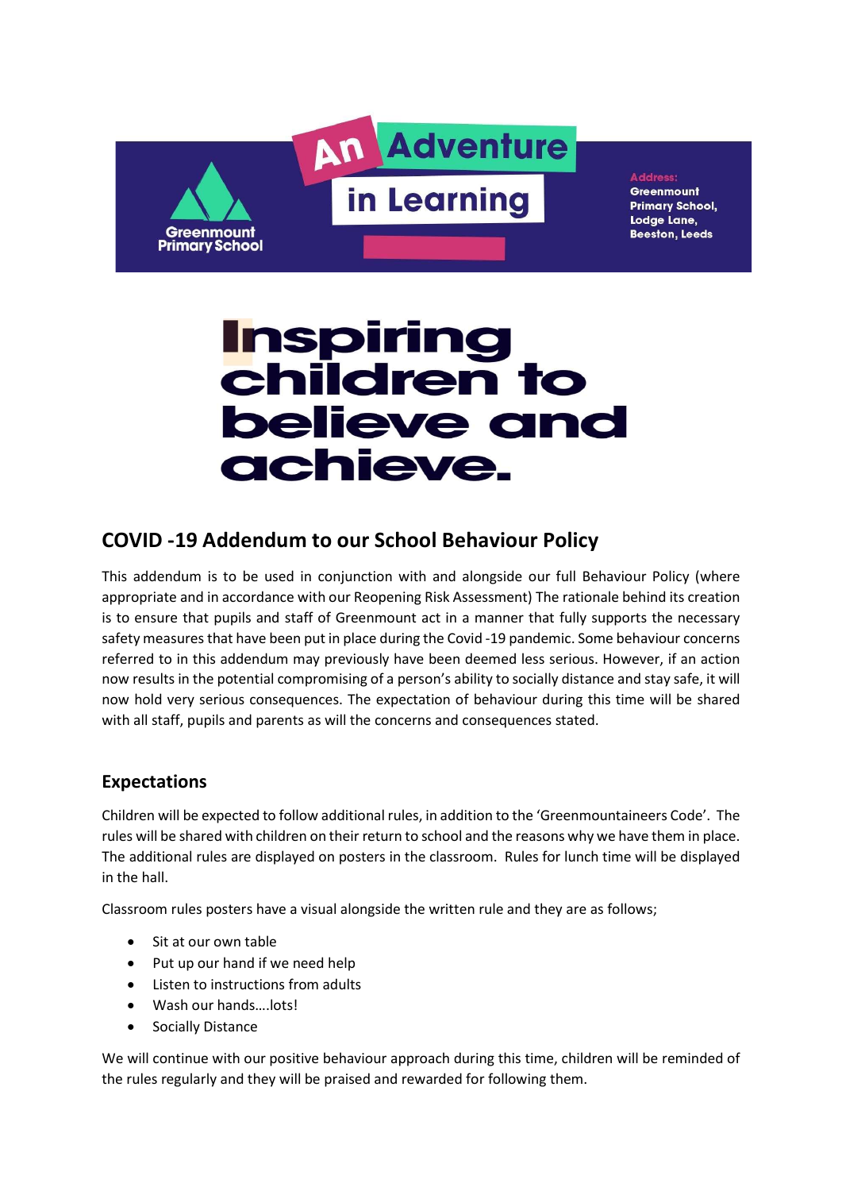Greenmount Primary School

An Adventure in Learning

Address:
Greenmount Primary School,
Lodge Lane,
Beeston, Leeds

# Inspiring children to believe and achieve.

## COVID -19 Addendum to our School Behaviour Policy

This addendum is to be used in conjunction with and alongside our full Behaviour Policy (where appropriate and in accordance with our Reopening Risk Assessment) The rationale behind its creation is to ensure that pupils and staff of Greenmount act in a manner that fully supports the necessary safety measures that have been put in place during the Covid -19 pandemic. Some behaviour concerns referred to in this addendum may previously have been deemed less serious. However, if an action now results in the potential compromising of a person's ability to socially distance and stay safe, it will now hold very serious consequences. The expectation of behaviour during this time will be shared with all staff, pupils and parents as will the concerns and consequences stated.

### Expectations

Children will be expected to follow additional rules, in addition to the 'Greenmountaineers Code'. The rules will be shared with children on their return to school and the reasons why we have them in place. The additional rules are displayed on posters in the classroom. Rules for lunch time will be displayed in the hall.

Classroom rules posters have a visual alongside the written rule and they are as follows;

- Sit at our own table
- Put up our hand if we need help
- Listen to instructions from adults
- Wash our hands….lots!
- Socially Distance

We will continue with our positive behaviour approach during this time, children will be reminded of the rules regularly and they will be praised and rewarded for following them.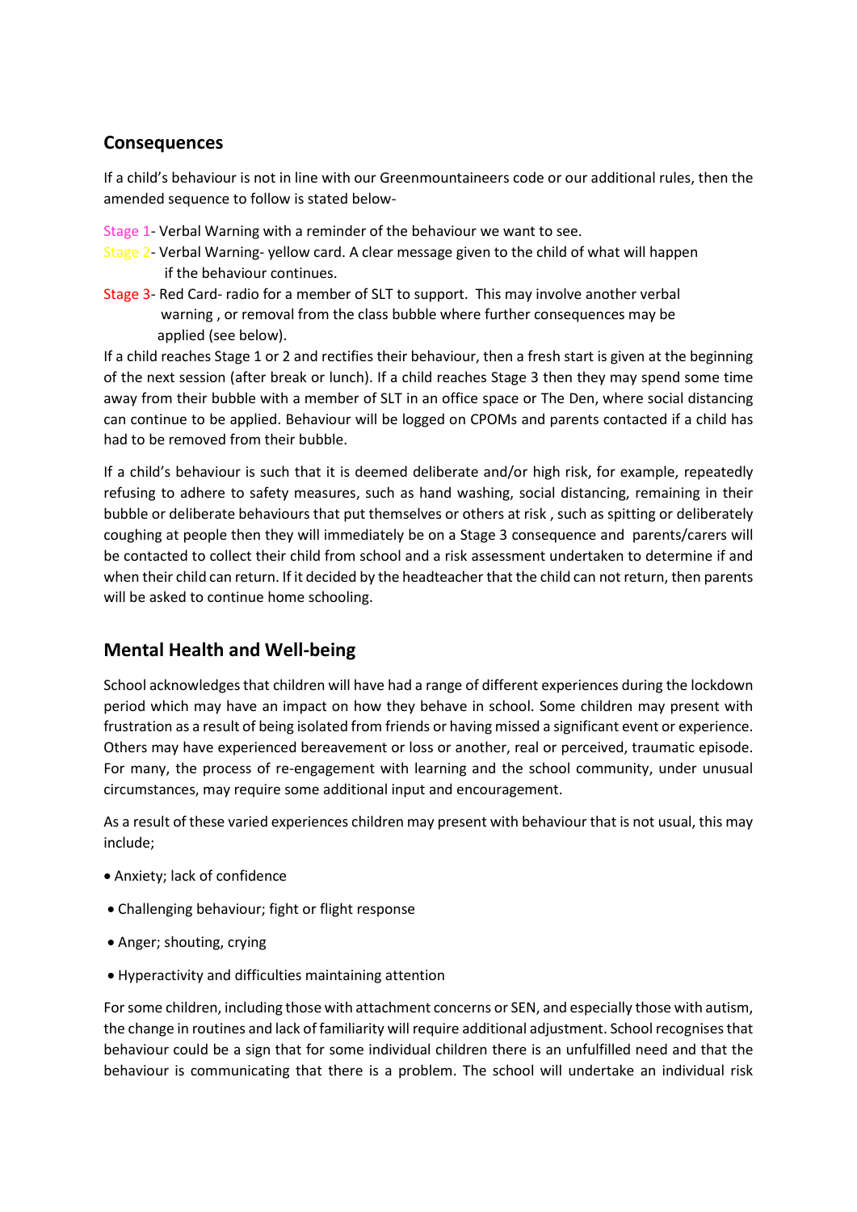## Consequences

If a child's behaviour is not in line with our Greenmountaineers code or our additional rules, then the amended sequence to follow is stated below-

Stage 1- Verbal Warning with a reminder of the behaviour we want to see.

Stage 2- Verbal Warning- yellow card. A clear message given to the child of what will happen if the behaviour continues.

Stage 3- Red Card- radio for a member of SLT to support. This may involve another verbal warning , or removal from the class bubble where further consequences may be applied (see below).

If a child reaches Stage 1 or 2 and rectifies their behaviour, then a fresh start is given at the beginning of the next session (after break or lunch). If a child reaches Stage 3 then they may spend some time away from their bubble with a member of SLT in an office space or The Den, where social distancing can continue to be applied. Behaviour will be logged on CPOMs and parents contacted if a child has had to be removed from their bubble.

If a child's behaviour is such that it is deemed deliberate and/or high risk, for example, repeatedly refusing to adhere to safety measures, such as hand washing, social distancing, remaining in their bubble or deliberate behaviours that put themselves or others at risk , such as spitting or deliberately coughing at people then they will immediately be on a Stage 3 consequence and parents/carers will be contacted to collect their child from school and a risk assessment undertaken to determine if and when their child can return. If it decided by the headteacher that the child can not return, then parents will be asked to continue home schooling.

## Mental Health and Well-being

School acknowledges that children will have had a range of different experiences during the lockdown period which may have an impact on how they behave in school. Some children may present with frustration as a result of being isolated from friends or having missed a significant event or experience. Others may have experienced bereavement or loss or another, real or perceived, traumatic episode. For many, the process of re-engagement with learning and the school community, under unusual circumstances, may require some additional input and encouragement.

As a result of these varied experiences children may present with behaviour that is not usual, this may include;

- Anxiety; lack of confidence
- Challenging behaviour; fight or flight response
- Anger; shouting, crying
- Hyperactivity and difficulties maintaining attention

For some children, including those with attachment concerns or SEN, and especially those with autism, the change in routines and lack of familiarity will require additional adjustment. School recognises that behaviour could be a sign that for some individual children there is an unfulfilled need and that the behaviour is communicating that there is a problem. The school will undertake an individual risk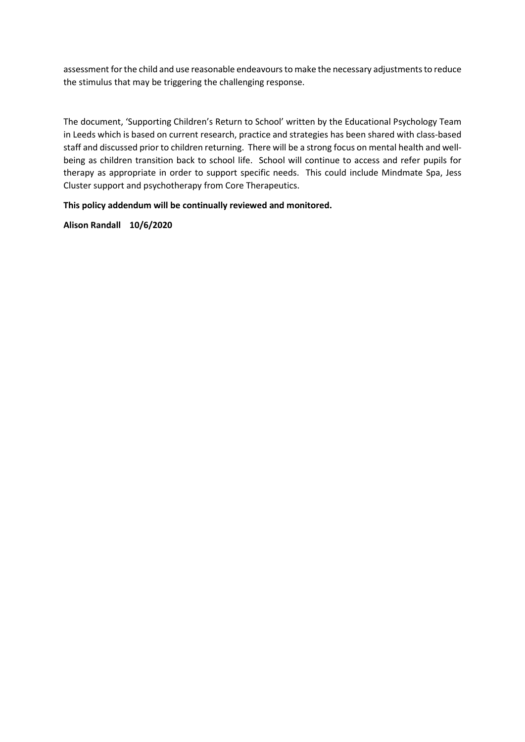assessment for the child and use reasonable endeavours to make the necessary adjustments to reduce the stimulus that may be triggering the challenging response.

The document, 'Supporting Children's Return to School' written by the Educational Psychology Team in Leeds which is based on current research, practice and strategies has been shared with class-based staff and discussed prior to children returning. There will be a strong focus on mental health and well-being as children transition back to school life. School will continue to access and refer pupils for therapy as appropriate in order to support specific needs. This could include Mindmate Spa, Jess Cluster support and psychotherapy from Core Therapeutics.

**This policy addendum will be continually reviewed and monitored.**

**Alison Randall 10/6/2020**